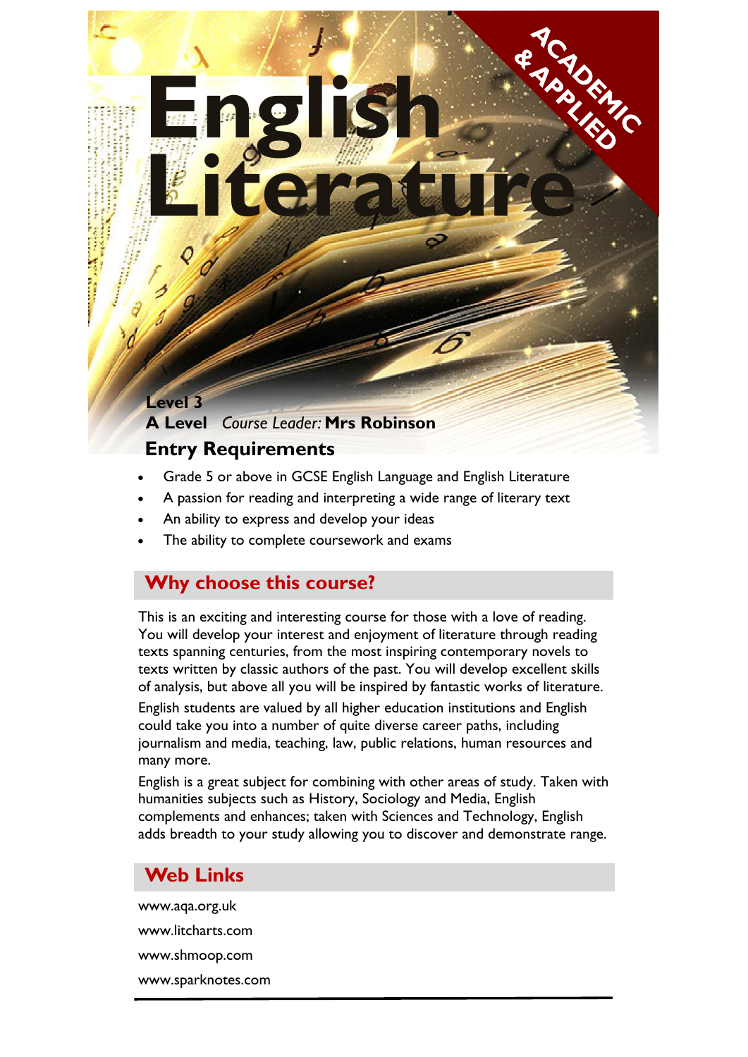# English Literature

ACADEMIC & APPLIED

**Level 3**

**A Level** *Course Leader:* **Mrs Robinson**

## Entry Requirements

- Grade 5 or above in GCSE English Language and English Literature
- A passion for reading and interpreting a wide range of literary text
- An ability to express and develop your ideas
- The ability to complete coursework and exams

## Why choose this course?

This is an exciting and interesting course for those with a love of reading. You will develop your interest and enjoyment of literature through reading texts spanning centuries, from the most inspiring contemporary novels to texts written by classic authors of the past. You will develop excellent skills of analysis, but above all you will be inspired by fantastic works of literature.

English students are valued by all higher education institutions and English could take you into a number of quite diverse career paths, including journalism and media, teaching, law, public relations, human resources and many more.

English is a great subject for combining with other areas of study. Taken with humanities subjects such as History, Sociology and Media, English complements and enhances; taken with Sciences and Technology, English adds breadth to your study allowing you to discover and demonstrate range.

## Web Links

www.aqa.org.uk

www.litcharts.com

www.shmoop.com

www.sparknotes.com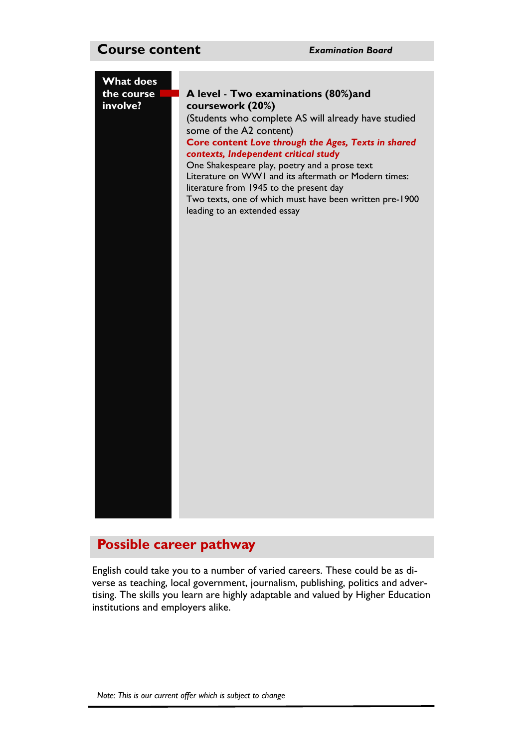## Course content

***Examination Board***

### What does the course involve?

**A level - Two examinations (80%)and coursework (20%)**

(Students who complete AS will already have studied some of the A2 content)

**Core content *Love through the Ages, Texts in shared contexts, Independent critical study***

One Shakespeare play, poetry and a prose text

Literature on WW1 and its aftermath or Modern times: literature from 1945 to the present day

Two texts, one of which must have been written pre-1900 leading to an extended essay

## Possible career pathway

English could take you to a number of varied careers. These could be as diverse as teaching, local government, journalism, publishing, politics and advertising. The skills you learn are highly adaptable and valued by Higher Education institutions and employers alike.

*Note: This is our current offer which is subject to change*